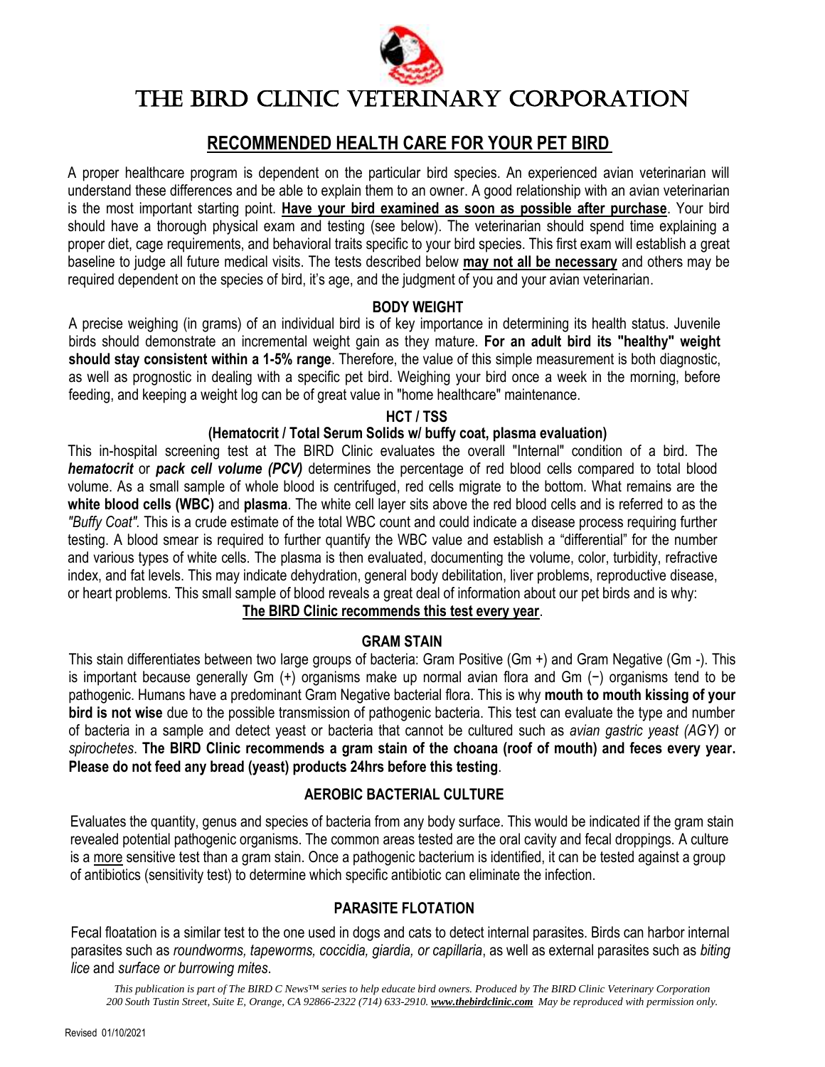# THE BIRD CLINIC VETERINARY CORPORATION

## RECOMMENDED HEALTH CARE FOR YOUR PET BIRD

A proper healthcare program is dependent on the particular bird species. An experienced avian veterinarian will understand these differences and be able to explain them to an owner. A good relationship with an avian veterinarian is the most important starting point. **Have your bird examined as soon as possible after purchase**. Your bird should have a thorough physical exam and testing (see below). The veterinarian should spend time explaining a proper diet, cage requirements, and behavioral traits specific to your bird species. This first exam will establish a great baseline to judge all future medical visits. The tests described below **may not all be necessary** and others may be required dependent on the species of bird, it's age, and the judgment of you and your avian veterinarian.

### BODY WEIGHT

A precise weighing (in grams) of an individual bird is of key importance in determining its health status. Juvenile birds should demonstrate an incremental weight gain as they mature. **For an adult bird its "healthy" weight should stay consistent within a 1-5% range**. Therefore, the value of this simple measurement is both diagnostic, as well as prognostic in dealing with a specific pet bird. Weighing your bird once a week in the morning, before feeding, and keeping a weight log can be of great value in "home healthcare" maintenance.

### HCT / TSS

#### (Hematocrit / Total Serum Solids w/ buffy coat, plasma evaluation)

This in-hospital screening test at The BIRD Clinic evaluates the overall "Internal" condition of a bird. The ***hematocrit*** or ***pack cell volume (PCV)*** determines the percentage of red blood cells compared to total blood volume. As a small sample of whole blood is centrifuged, red cells migrate to the bottom. What remains are the **white blood cells (WBC)** and **plasma**. The white cell layer sits above the red blood cells and is referred to as the *"Buffy Coat"*. This is a crude estimate of the total WBC count and could indicate a disease process requiring further testing. A blood smear is required to further quantify the WBC value and establish a "differential" for the number and various types of white cells. The plasma is then evaluated, documenting the volume, color, turbidity, refractive index, and fat levels. This may indicate dehydration, general body debilitation, liver problems, reproductive disease, or heart problems. This small sample of blood reveals a great deal of information about our pet birds and is why:

**The BIRD Clinic recommends this test every year**.

### GRAM STAIN

This stain differentiates between two large groups of bacteria: Gram Positive (Gm +) and Gram Negative (Gm -). This is important because generally Gm (+) organisms make up normal avian flora and Gm (−) organisms tend to be pathogenic. Humans have a predominant Gram Negative bacterial flora. This is why **mouth to mouth kissing of your bird is not wise** due to the possible transmission of pathogenic bacteria. This test can evaluate the type and number of bacteria in a sample and detect yeast or bacteria that cannot be cultured such as *avian gastric yeast (AGY)* or *spirochetes*. **The BIRD Clinic recommends a gram stain of the choana (roof of mouth) and feces every year. Please do not feed any bread (yeast) products 24hrs before this testing**.

### AEROBIC BACTERIAL CULTURE

Evaluates the quantity, genus and species of bacteria from any body surface. This would be indicated if the gram stain revealed potential pathogenic organisms. The common areas tested are the oral cavity and fecal droppings. A culture is a more sensitive test than a gram stain. Once a pathogenic bacterium is identified, it can be tested against a group of antibiotics (sensitivity test) to determine which specific antibiotic can eliminate the infection.

### PARASITE FLOTATION

Fecal floatation is a similar test to the one used in dogs and cats to detect internal parasites. Birds can harbor internal parasites such as *roundworms, tapeworms, coccidia, giardia, or capillaria*, as well as external parasites such as *biting lice* and *surface or burrowing mites*.

*This publication is part of The BIRD C News™ series to help educate bird owners. Produced by The BIRD Clinic Veterinary Corporation 200 South Tustin Street, Suite E, Orange, CA 92866-2322 (714) 633-2910. www.thebirdclinic.com May be reproduced with permission only.*

Revised 01/10/2021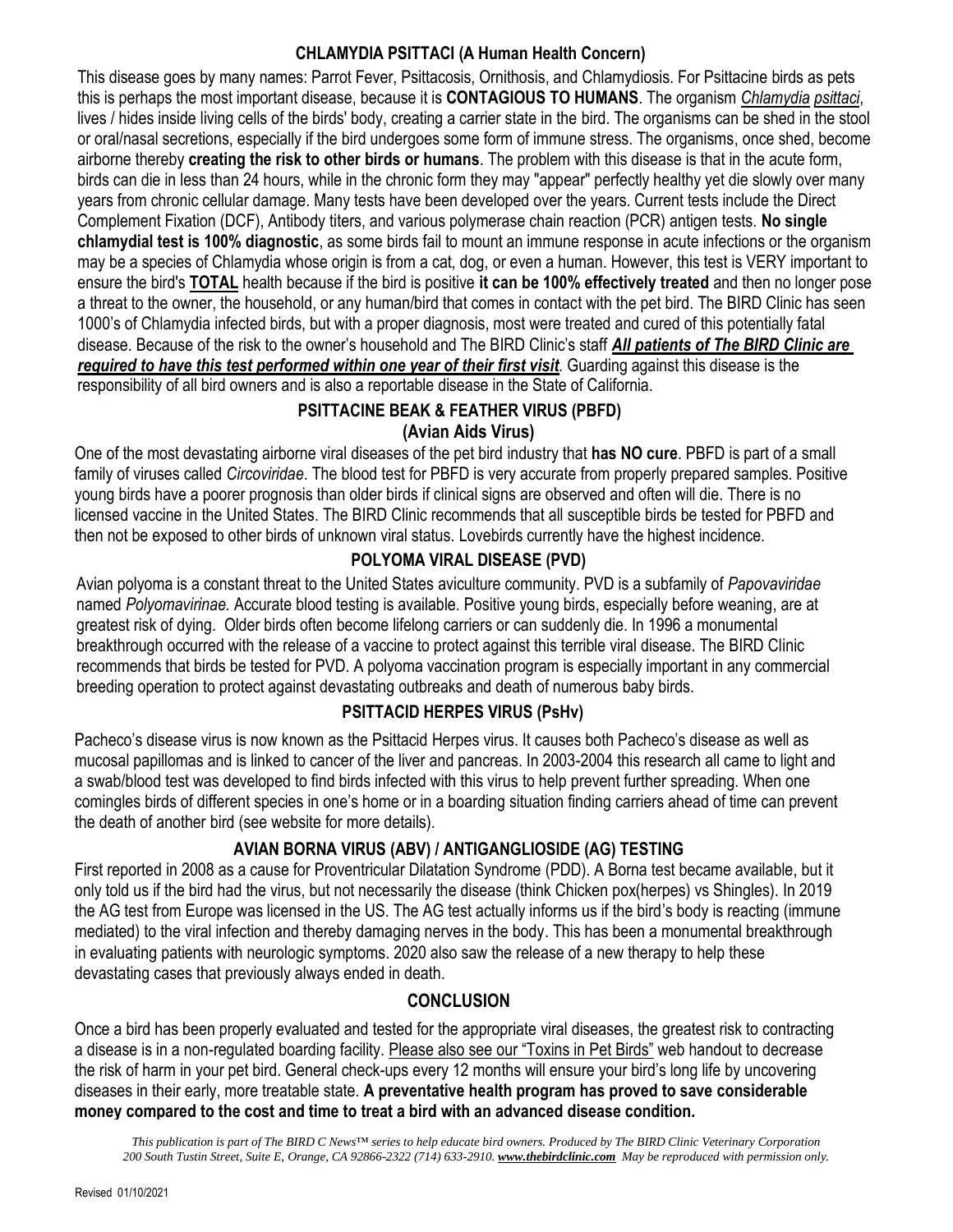## CHLAMYDIA PSITTACI (A Human Health Concern)

This disease goes by many names: Parrot Fever, Psittacosis, Ornithosis, and Chlamydiosis. For Psittacine birds as pets this is perhaps the most important disease, because it is **CONTAGIOUS TO HUMANS**. The organism *Chlamydia psittaci*, lives / hides inside living cells of the birds' body, creating a carrier state in the bird. The organisms can be shed in the stool or oral/nasal secretions, especially if the bird undergoes some form of immune stress. The organisms, once shed, become airborne thereby **creating the risk to other birds or humans**. The problem with this disease is that in the acute form, birds can die in less than 24 hours, while in the chronic form they may "appear" perfectly healthy yet die slowly over many years from chronic cellular damage. Many tests have been developed over the years. Current tests include the Direct Complement Fixation (DCF), Antibody titers, and various polymerase chain reaction (PCR) antigen tests. **No single chlamydial test is 100% diagnostic**, as some birds fail to mount an immune response in acute infections or the organism may be a species of Chlamydia whose origin is from a cat, dog, or even a human. However, this test is VERY important to ensure the bird's **TOTAL** health because if the bird is positive **it can be 100% effectively treated** and then no longer pose a threat to the owner, the household, or any human/bird that comes in contact with the pet bird. The BIRD Clinic has seen 1000's of Chlamydia infected birds, but with a proper diagnosis, most were treated and cured of this potentially fatal disease. Because of the risk to the owner's household and The BIRD Clinic's staff ***All patients of The BIRD Clinic are required to have this test performed within one year of their first visit***. Guarding against this disease is the responsibility of all bird owners and is also a reportable disease in the State of California.

## PSITTACINE BEAK & FEATHER VIRUS (PBFD) (Avian Aids Virus)

One of the most devastating airborne viral diseases of the pet bird industry that **has NO cure**. PBFD is part of a small family of viruses called *Circoviridae*. The blood test for PBFD is very accurate from properly prepared samples. Positive young birds have a poorer prognosis than older birds if clinical signs are observed and often will die. There is no licensed vaccine in the United States. The BIRD Clinic recommends that all susceptible birds be tested for PBFD and then not be exposed to other birds of unknown viral status. Lovebirds currently have the highest incidence.

## POLYOMA VIRAL DISEASE (PVD)

Avian polyoma is a constant threat to the United States aviculture community. PVD is a subfamily of *Papovaviridae* named *Polyomavirinae.* Accurate blood testing is available. Positive young birds, especially before weaning, are at greatest risk of dying. Older birds often become lifelong carriers or can suddenly die. In 1996 a monumental breakthrough occurred with the release of a vaccine to protect against this terrible viral disease. The BIRD Clinic recommends that birds be tested for PVD. A polyoma vaccination program is especially important in any commercial breeding operation to protect against devastating outbreaks and death of numerous baby birds.

## PSITTACID HERPES VIRUS (PsHv)

Pacheco's disease virus is now known as the Psittacid Herpes virus. It causes both Pacheco's disease as well as mucosal papillomas and is linked to cancer of the liver and pancreas. In 2003-2004 this research all came to light and a swab/blood test was developed to find birds infected with this virus to help prevent further spreading. When one comingles birds of different species in one's home or in a boarding situation finding carriers ahead of time can prevent the death of another bird (see website for more details).

## AVIAN BORNA VIRUS (ABV) / ANTIGANGLIOSIDE (AG) TESTING

First reported in 2008 as a cause for Proventricular Dilatation Syndrome (PDD). A Borna test became available, but it only told us if the bird had the virus, but not necessarily the disease (think Chicken pox(herpes) vs Shingles). In 2019 the AG test from Europe was licensed in the US. The AG test actually informs us if the bird's body is reacting (immune mediated) to the viral infection and thereby damaging nerves in the body. This has been a monumental breakthrough in evaluating patients with neurologic symptoms. 2020 also saw the release of a new therapy to help these devastating cases that previously always ended in death.

## CONCLUSION

Once a bird has been properly evaluated and tested for the appropriate viral diseases, the greatest risk to contracting a disease is in a non-regulated boarding facility. Please also see our "Toxins in Pet Birds" web handout to decrease the risk of harm in your pet bird. General check-ups every 12 months will ensure your bird's long life by uncovering diseases in their early, more treatable state. **A preventative health program has proved to save considerable money compared to the cost and time to treat a bird with an advanced disease condition.**

*This publication is part of The BIRD C News™ series to help educate bird owners. Produced by The BIRD Clinic Veterinary Corporation 200 South Tustin Street, Suite E, Orange, CA 92866-2322 (714) 633-2910. **www.thebirdclinic.com** May be reproduced with permission only.*

Revised 01/10/2021